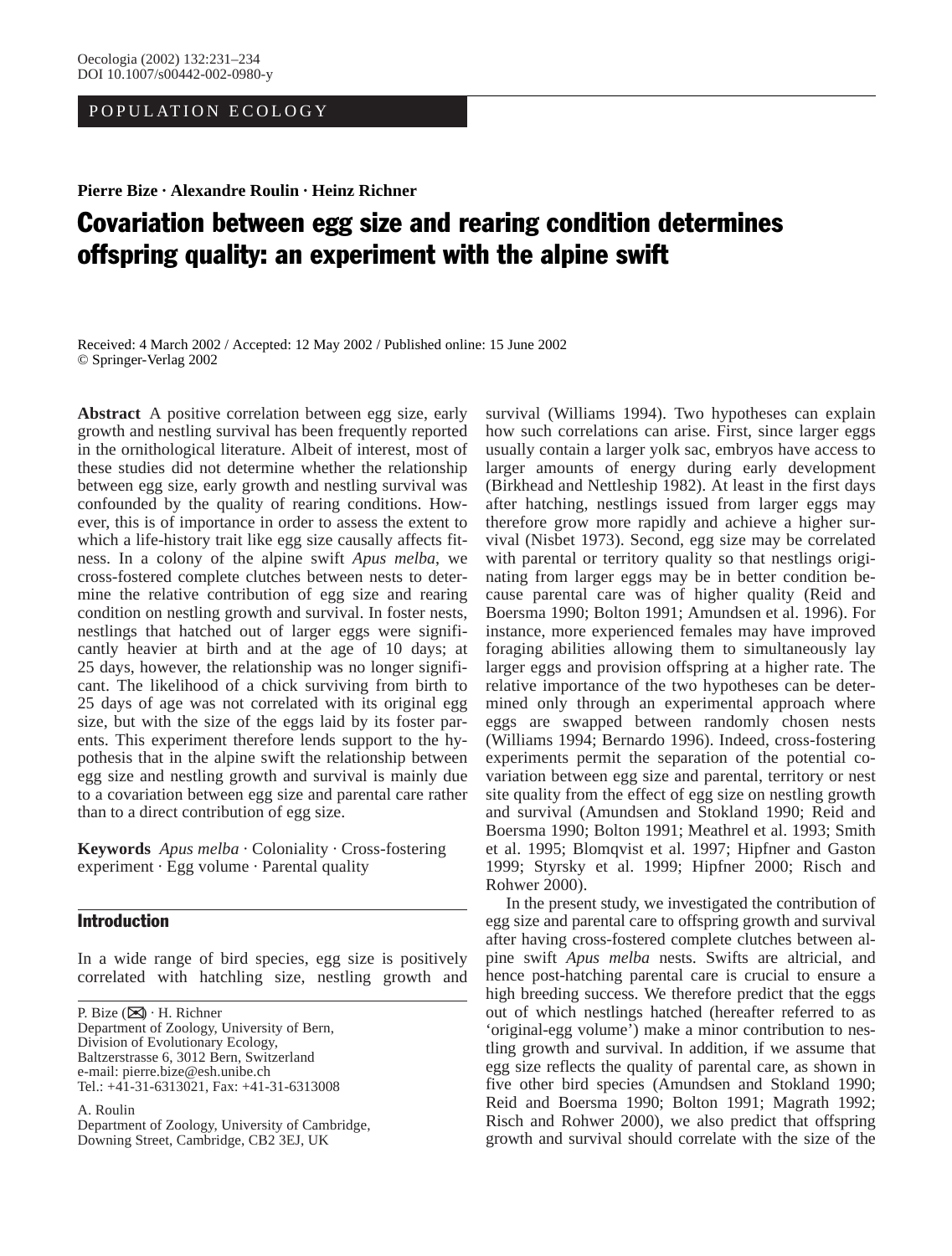POPULATION ECOLOGY

**Pierre Bize · Alexandre Roulin · Heinz Richner**

# Covariation between egg size and rearing condition determines offspring quality: an experiment with the alpine swift

Received: 4 March 2002 / Accepted: 12 May 2002 / Published online: 15 June 2002
© Springer-Verlag 2002

**Abstract** A positive correlation between egg size, early growth and nestling survival has been frequently reported in the ornithological literature. Albeit of interest, most of these studies did not determine whether the relationship between egg size, early growth and nestling survival was confounded by the quality of rearing conditions. However, this is of importance in order to assess the extent to which a life-history trait like egg size causally affects fitness. In a colony of the alpine swift *Apus melba*, we cross-fostered complete clutches between nests to determine the relative contribution of egg size and rearing condition on nestling growth and survival. In foster nests, nestlings that hatched out of larger eggs were significantly heavier at birth and at the age of 10 days; at 25 days, however, the relationship was no longer significant. The likelihood of a chick surviving from birth to 25 days of age was not correlated with its original egg size, but with the size of the eggs laid by its foster parents. This experiment therefore lends support to the hypothesis that in the alpine swift the relationship between egg size and nestling growth and survival is mainly due to a covariation between egg size and parental care rather than to a direct contribution of egg size.

**Keywords** *Apus melba* · Coloniality · Cross-fostering experiment · Egg volume · Parental quality

## Introduction

In a wide range of bird species, egg size is positively correlated with hatchling size, nestling growth and survival (Williams 1994). Two hypotheses can explain how such correlations can arise. First, since larger eggs usually contain a larger yolk sac, embryos have access to larger amounts of energy during early development (Birkhead and Nettleship 1982). At least in the first days after hatching, nestlings issued from larger eggs may therefore grow more rapidly and achieve a higher survival (Nisbet 1973). Second, egg size may be correlated with parental or territory quality so that nestlings originating from larger eggs may be in better condition because parental care was of higher quality (Reid and Boersma 1990; Bolton 1991; Amundsen et al. 1996). For instance, more experienced females may have improved foraging abilities allowing them to simultaneously lay larger eggs and provision offspring at a higher rate. The relative importance of the two hypotheses can be determined only through an experimental approach where eggs are swapped between randomly chosen nests (Williams 1994; Bernardo 1996). Indeed, cross-fostering experiments permit the separation of the potential covariation between egg size and parental, territory or nest site quality from the effect of egg size on nestling growth and survival (Amundsen and Stokland 1990; Reid and Boersma 1990; Bolton 1991; Meathrel et al. 1993; Smith et al. 1995; Blomqvist et al. 1997; Hipfner and Gaston 1999; Styrsky et al. 1999; Hipfner 2000; Risch and Rohwer 2000).

In the present study, we investigated the contribution of egg size and parental care to offspring growth and survival after having cross-fostered complete clutches between alpine swift *Apus melba* nests. Swifts are altricial, and hence post-hatching parental care is crucial to ensure a high breeding success. We therefore predict that the eggs out of which nestlings hatched (hereafter referred to as 'original-egg volume') make a minor contribution to nestling growth and survival. In addition, if we assume that egg size reflects the quality of parental care, as shown in five other bird species (Amundsen and Stokland 1990; Reid and Boersma 1990; Bolton 1991; Magrath 1992; Risch and Rohwer 2000), we also predict that offspring growth and survival should correlate with the size of the

P. Bize (✉) · H. Richner
Department of Zoology, University of Bern,
Division of Evolutionary Ecology,
Baltzerstrasse 6, 3012 Bern, Switzerland
e-mail: pierre.bize@esh.unibe.ch
Tel.: +41-31-6313021, Fax: +41-31-6313008

A. Roulin
Department of Zoology, University of Cambridge,
Downing Street, Cambridge, CB2 3EJ, UK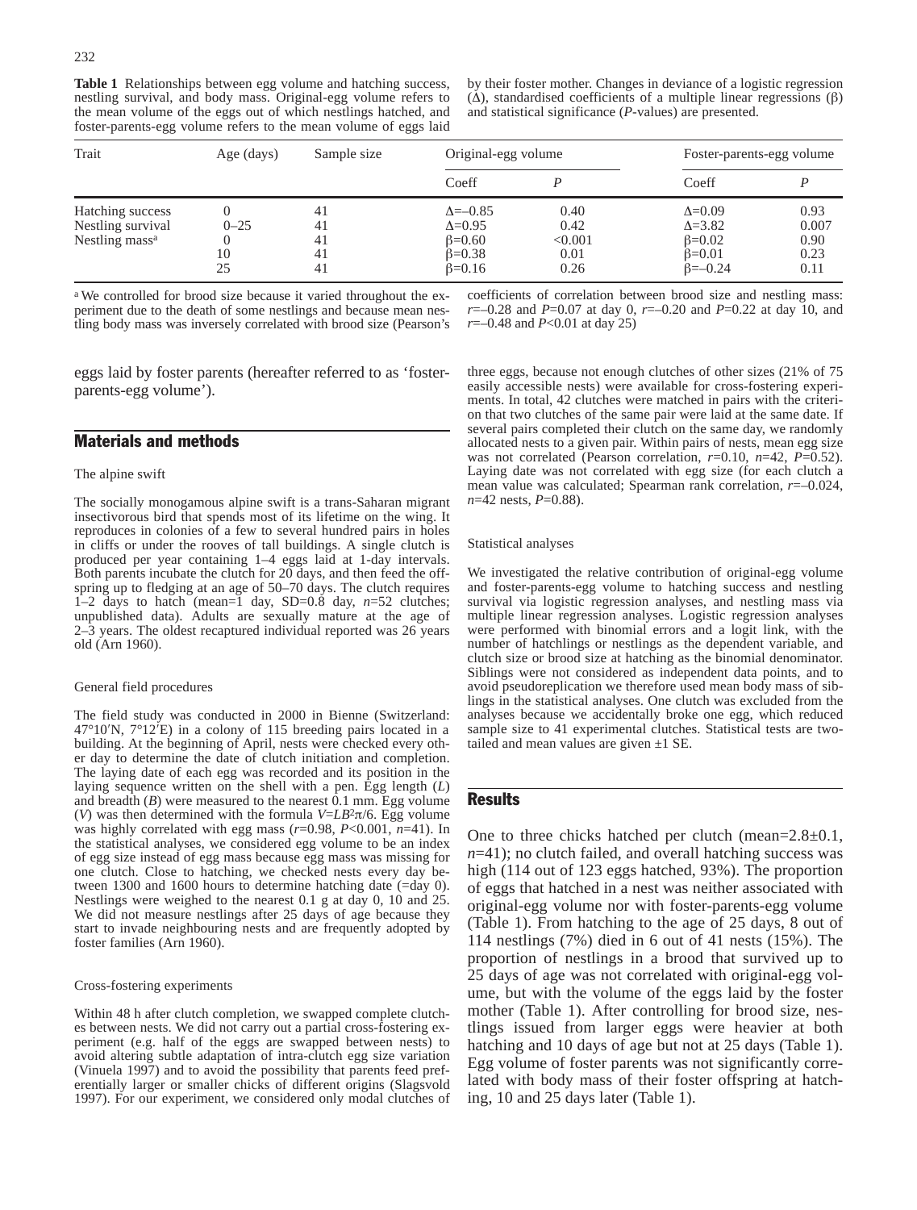**Table 1** Relationships between egg volume and hatching success, nestling survival, and body mass. Original-egg volume refers to the mean volume of the eggs out of which nestlings hatched, and foster-parents-egg volume refers to the mean volume of eggs laid by their foster mother. Changes in deviance of a logistic regression (Δ), standardised coefficients of a multiple linear regressions (β) and statistical significance (*P*-values) are presented.

| Trait | Age (days) | Sample size | Original-egg volume | | Foster-parents-egg volume | |
|---|---|---|---|---|---|---|
| | | | Coeff | *P* | Coeff | *P* |
| Hatching success | 0 | 41 | Δ=–0.85 | 0.40 | Δ=0.09 | 0.93 |
| Nestling survival | 0–25 | 41 | Δ=0.95 | 0.42 | Δ=3.82 | 0.007 |
| Nestling mass[a] | 0 | 41 | β=0.60 | <0.001 | β=0.02 | 0.90 |
| | 10 | 41 | β=0.38 | 0.01 | β=0.01 | 0.23 |
| | 25 | 41 | β=0.16 | 0.26 | β=–0.24 | 0.11 |

[a] We controlled for brood size because it varied throughout the experiment due to the death of some nestlings and because mean nestling body mass was inversely correlated with brood size (Pearson's coefficients of correlation between brood size and nestling mass: *r*=–0.28 and *P*=0.07 at day 0, *r*=–0.20 and *P*=0.22 at day 10, and *r*=–0.48 and *P*<0.01 at day 25)

eggs laid by foster parents (hereafter referred to as 'foster-parents-egg volume').

## Materials and methods

### The alpine swift

The socially monogamous alpine swift is a trans-Saharan migrant insectivorous bird that spends most of its lifetime on the wing. It reproduces in colonies of a few to several hundred pairs in holes in cliffs or under the rooves of tall buildings. A single clutch is produced per year containing 1–4 eggs laid at 1-day intervals. Both parents incubate the clutch for 20 days, and then feed the offspring up to fledging at an age of 50–70 days. The clutch requires 1–2 days to hatch (mean=1 day, SD=0.8 day, *n*=52 clutches; unpublished data). Adults are sexually mature at the age of 2–3 years. The oldest recaptured individual reported was 26 years old (Arn 1960).

### General field procedures

The field study was conducted in 2000 in Bienne (Switzerland: 47°10′N, 7°12′E) in a colony of 115 breeding pairs located in a building. At the beginning of April, nests were checked every other day to determine the date of clutch initiation and completion. The laying date of each egg was recorded and its position in the laying sequence written on the shell with a pen. Egg length ($L$) and breadth ($B$) were measured to the nearest 0.1 mm. Egg volume ($V$) was then determined with the formula $V=LB^2\pi/6$. Egg volume was highly correlated with egg mass (*r*=0.98, *P*<0.001, *n*=41). In the statistical analyses, we considered egg volume to be an index of egg size instead of egg mass because egg mass was missing for one clutch. Close to hatching, we checked nests every day between 1300 and 1600 hours to determine hatching date (=day 0). Nestlings were weighed to the nearest 0.1 g at day 0, 10 and 25. We did not measure nestlings after 25 days of age because they start to invade neighbouring nests and are frequently adopted by foster families (Arn 1960).

### Cross-fostering experiments

Within 48 h after clutch completion, we swapped complete clutches between nests. We did not carry out a partial cross-fostering experiment (e.g. half of the eggs are swapped between nests) to avoid altering subtle adaptation of intra-clutch egg size variation (Vinuela 1997) and to avoid the possibility that parents feed preferentially larger or smaller chicks of different origins (Slagsvold 1997). For our experiment, we considered only modal clutches of three eggs, because not enough clutches of other sizes (21% of 75 easily accessible nests) were available for cross-fostering experiments. In total, 42 clutches were matched in pairs with the criterion that two clutches of the same pair were laid at the same date. If several pairs completed their clutch on the same day, we randomly allocated nests to a given pair. Within pairs of nests, mean egg size was not correlated (Pearson correlation, *r*=0.10, *n*=42, *P*=0.52). Laying date was not correlated with egg size (for each clutch a mean value was calculated; Spearman rank correlation, *r*=–0.024, *n*=42 nests, *P*=0.88).

### Statistical analyses

We investigated the relative contribution of original-egg volume and foster-parents-egg volume to hatching success and nestling survival via logistic regression analyses, and nestling mass via multiple linear regression analyses. Logistic regression analyses were performed with binomial errors and a logit link, with the number of hatchlings or nestlings as the dependent variable, and clutch size or brood size at hatching as the binomial denominator. Siblings were not considered as independent data points, and to avoid pseudoreplication we therefore used mean body mass of siblings in the statistical analyses. One clutch was excluded from the analyses because we accidentally broke one egg, which reduced sample size to 41 experimental clutches. Statistical tests are two-tailed and mean values are given ±1 SE.

## Results

One to three chicks hatched per clutch (mean=2.8±0.1, *n*=41); no clutch failed, and overall hatching success was high (114 out of 123 eggs hatched, 93%). The proportion of eggs that hatched in a nest was neither associated with original-egg volume nor with foster-parents-egg volume (Table 1). From hatching to the age of 25 days, 8 out of 114 nestlings (7%) died in 6 out of 41 nests (15%). The proportion of nestlings in a brood that survived up to 25 days of age was not correlated with original-egg volume, but with the volume of the eggs laid by the foster mother (Table 1). After controlling for brood size, nestlings issued from larger eggs were heavier at both hatching and 10 days of age but not at 25 days (Table 1). Egg volume of foster parents was not significantly correlated with body mass of their foster offspring at hatching, 10 and 25 days later (Table 1).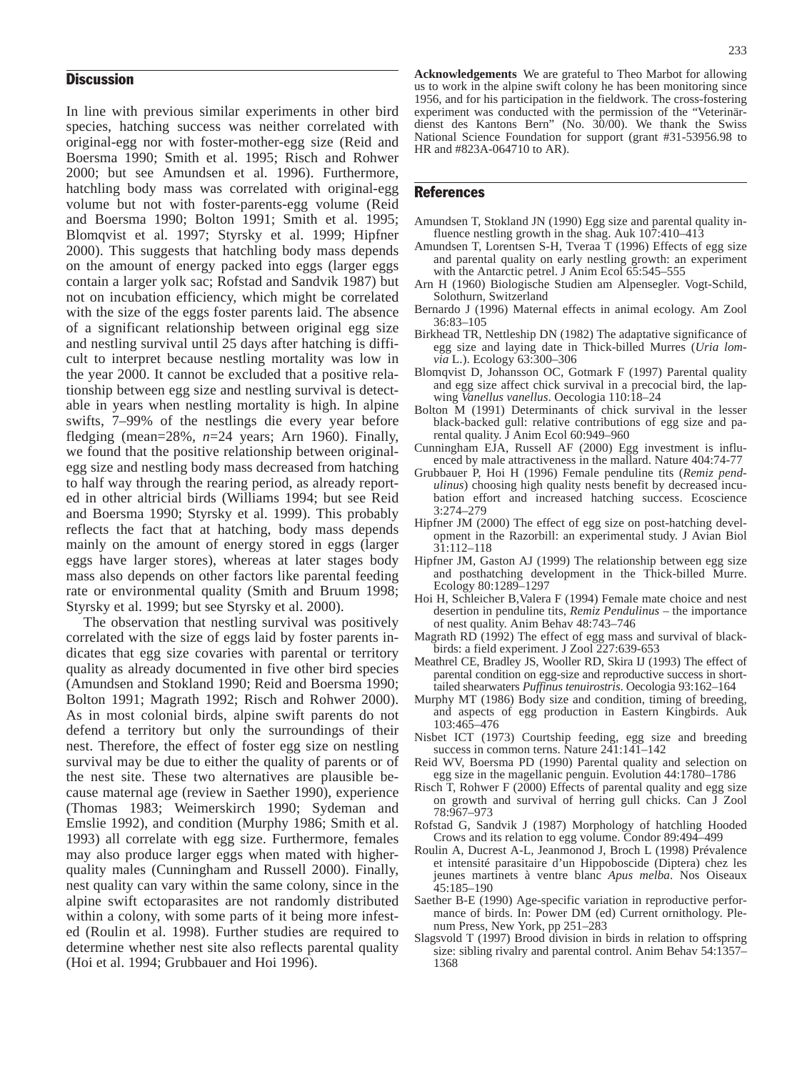## Discussion

In line with previous similar experiments in other bird species, hatching success was neither correlated with original-egg nor with foster-mother-egg size (Reid and Boersma 1990; Smith et al. 1995; Risch and Rohwer 2000; but see Amundsen et al. 1996). Furthermore, hatchling body mass was correlated with original-egg volume but not with foster-parents-egg volume (Reid and Boersma 1990; Bolton 1991; Smith et al. 1995; Blomqvist et al. 1997; Styrsky et al. 1999; Hipfner 2000). This suggests that hatchling body mass depends on the amount of energy packed into eggs (larger eggs contain a larger yolk sac; Rofstad and Sandvik 1987) but not on incubation efficiency, which might be correlated with the size of the eggs foster parents laid. The absence of a significant relationship between original egg size and nestling survival until 25 days after hatching is difficult to interpret because nestling mortality was low in the year 2000. It cannot be excluded that a positive relationship between egg size and nestling survival is detectable in years when nestling mortality is high. In alpine swifts, 7–99% of the nestlings die every year before fledging (mean=28%, *n*=24 years; Arn 1960). Finally, we found that the positive relationship between original-egg size and nestling body mass decreased from hatching to half way through the rearing period, as already reported in other altricial birds (Williams 1994; but see Reid and Boersma 1990; Styrsky et al. 1999). This probably reflects the fact that at hatching, body mass depends mainly on the amount of energy stored in eggs (larger eggs have larger stores), whereas at later stages body mass also depends on other factors like parental feeding rate or environmental quality (Smith and Bruum 1998; Styrsky et al. 1999; but see Styrsky et al. 2000).

The observation that nestling survival was positively correlated with the size of eggs laid by foster parents indicates that egg size covaries with parental or territory quality as already documented in five other bird species (Amundsen and Stokland 1990; Reid and Boersma 1990; Bolton 1991; Magrath 1992; Risch and Rohwer 2000). As in most colonial birds, alpine swift parents do not defend a territory but only the surroundings of their nest. Therefore, the effect of foster egg size on nestling survival may be due to either the quality of parents or of the nest site. These two alternatives are plausible because maternal age (review in Saether 1990), experience (Thomas 1983; Weimerskirch 1990; Sydeman and Emslie 1992), and condition (Murphy 1986; Smith et al. 1993) all correlate with egg size. Furthermore, females may also produce larger eggs when mated with higher-quality males (Cunningham and Russell 2000). Finally, nest quality can vary within the same colony, since in the alpine swift ectoparasites are not randomly distributed within a colony, with some parts of it being more infested (Roulin et al. 1998). Further studies are required to determine whether nest site also reflects parental quality (Hoi et al. 1994; Grubbauer and Hoi 1996).

**Acknowledgements** We are grateful to Theo Marbot for allowing us to work in the alpine swift colony he has been monitoring since 1956, and for his participation in the fieldwork. The cross-fostering experiment was conducted with the permission of the "Veterinärdienst des Kantons Bern" (No. 30/00). We thank the Swiss National Science Foundation for support (grant #31-53956.98 to HR and #823A-064710 to AR).

## References

Amundsen T, Stokland JN (1990) Egg size and parental quality influence nestling growth in the shag. Auk 107:410–413

Amundsen T, Lorentsen S-H, Tveraa T (1996) Effects of egg size and parental quality on early nestling growth: an experiment with the Antarctic petrel. J Anim Ecol 65:545–555

Arn H (1960) Biologische Studien am Alpensegler. Vogt-Schild, Solothurn, Switzerland

Bernardo J (1996) Maternal effects in animal ecology. Am Zool 36:83–105

Birkhead TR, Nettleship DN (1982) The adaptative significance of egg size and laying date in Thick-billed Murres (*Uria lomvia* L.). Ecology 63:300–306

Blomqvist D, Johansson OC, Gotmark F (1997) Parental quality and egg size affect chick survival in a precocial bird, the lapwing *Vanellus vanellus*. Oecologia 110:18–24

Bolton M (1991) Determinants of chick survival in the lesser black-backed gull: relative contributions of egg size and parental quality. J Anim Ecol 60:949–960

Cunningham EJA, Russell AF (2000) Egg investment is influenced by male attractiveness in the mallard. Nature 404:74-77

Grubbauer P, Hoi H (1996) Female penduline tits (*Remiz pendulinus*) choosing high quality nests benefit by decreased incubation effort and increased hatching success. Ecoscience 3:274–279

Hipfner JM (2000) The effect of egg size on post-hatching development in the Razorbill: an experimental study. J Avian Biol 31:112–118

Hipfner JM, Gaston AJ (1999) The relationship between egg size and posthatching development in the Thick-billed Murre. Ecology 80:1289–1297

Hoi H, Schleicher B,Valera F (1994) Female mate choice and nest desertion in penduline tits, *Remiz Pendulinus* – the importance of nest quality. Anim Behav 48:743–746

Magrath RD (1992) The effect of egg mass and survival of blackbirds: a field experiment. J Zool 227:639-653

Meathrel CE, Bradley JS, Wooller RD, Skira IJ (1993) The effect of parental condition on egg-size and reproductive success in short-tailed shearwaters *Puffinus tenuirostris*. Oecologia 93:162–164

Murphy MT (1986) Body size and condition, timing of breeding, and aspects of egg production in Eastern Kingbirds. Auk 103:465–476

Nisbet ICT (1973) Courtship feeding, egg size and breeding success in common terns. Nature 241:141–142

Reid WV, Boersma PD (1990) Parental quality and selection on egg size in the magellanic penguin. Evolution 44:1780–1786

Risch T, Rohwer F (2000) Effects of parental quality and egg size on growth and survival of herring gull chicks. Can J Zool 78:967–973

Rofstad G, Sandvik J (1987) Morphology of hatchling Hooded Crows and its relation to egg volume. Condor 89:494–499

Roulin A, Ducrest A-L, Jeanmonod J, Broch L (1998) Prévalence et intensité parasitaire d'un Hippoboscide (Diptera) chez les jeunes martinets à ventre blanc *Apus melba*. Nos Oiseaux 45:185–190

Saether B-E (1990) Age-specific variation in reproductive performance of birds. In: Power DM (ed) Current ornithology. Plenum Press, New York, pp 251–283

Slagsvold T (1997) Brood division in birds in relation to offspring size: sibling rivalry and parental control. Anim Behav 54:1357–1368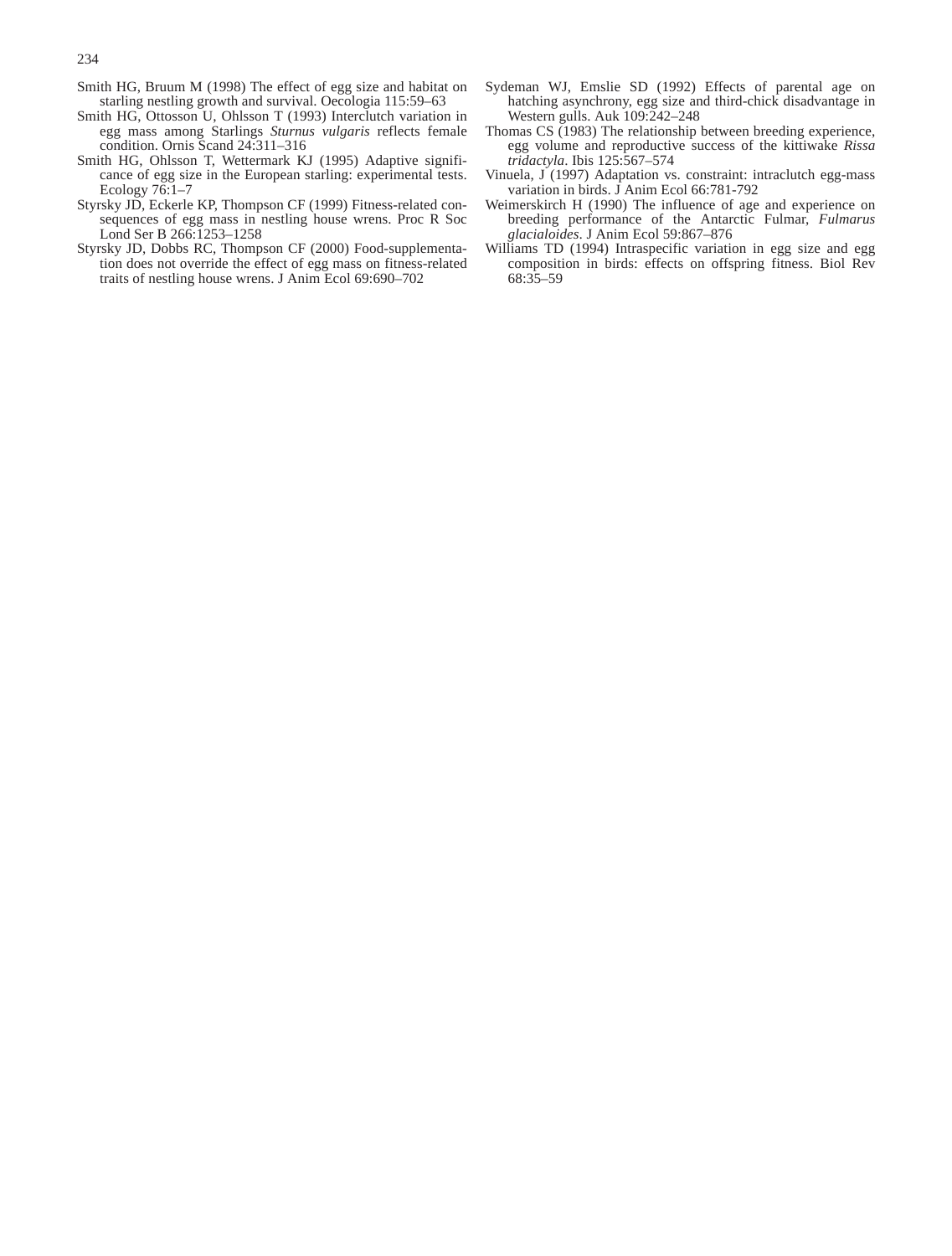Smith HG, Bruum M (1998) The effect of egg size and habitat on starling nestling growth and survival. Oecologia 115:59–63

Smith HG, Ottosson U, Ohlsson T (1993) Interclutch variation in egg mass among Starlings *Sturnus vulgaris* reflects female condition. Ornis Scand 24:311–316

Smith HG, Ohlsson T, Wettermark KJ (1995) Adaptive significance of egg size in the European starling: experimental tests. Ecology 76:1–7

Styrsky JD, Eckerle KP, Thompson CF (1999) Fitness-related consequences of egg mass in nestling house wrens. Proc R Soc Lond Ser B 266:1253–1258

Styrsky JD, Dobbs RC, Thompson CF (2000) Food-supplementation does not override the effect of egg mass on fitness-related traits of nestling house wrens. J Anim Ecol 69:690–702

Sydeman WJ, Emslie SD (1992) Effects of parental age on hatching asynchrony, egg size and third-chick disadvantage in Western gulls. Auk 109:242–248

Thomas CS (1983) The relationship between breeding experience, egg volume and reproductive success of the kittiwake *Rissa tridactyla*. Ibis 125:567–574

Vinuela, J (1997) Adaptation vs. constraint: intraclutch egg-mass variation in birds. J Anim Ecol 66:781-792

Weimerskirch H (1990) The influence of age and experience on breeding performance of the Antarctic Fulmar, *Fulmarus glacialoides*. J Anim Ecol 59:867–876

Williams TD (1994) Intraspecific variation in egg size and egg composition in birds: effects on offspring fitness. Biol Rev 68:35–59